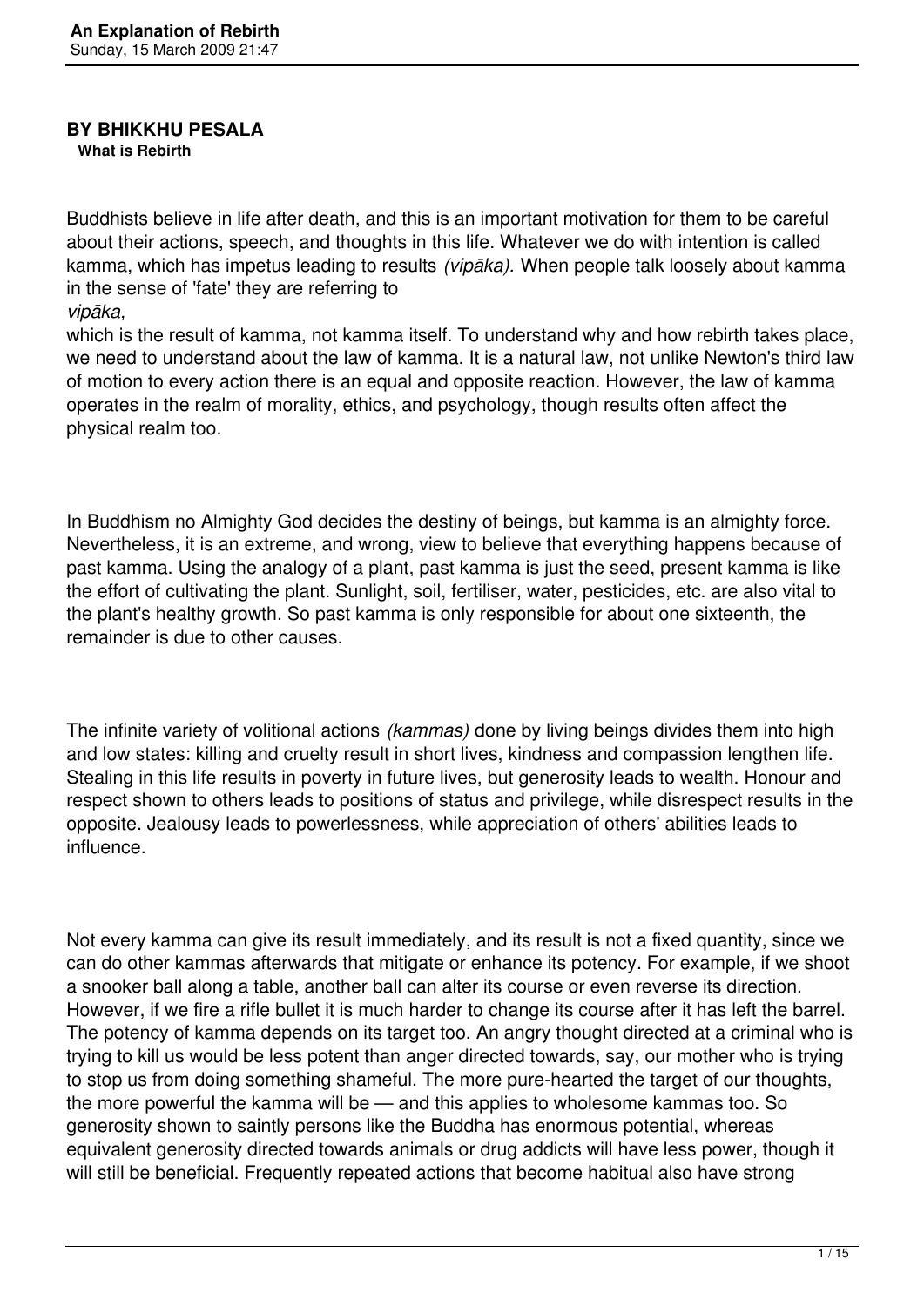# An Explanation of Rebirth

Sunday, 15 March 2009 21:47

**BY BHIKKHU PESALA**

**What is Rebirth**

Buddhists believe in life after death, and this is an important motivation for them to be careful about their actions, speech, and thoughts in this life. Whatever we do with intention is called kamma, which has impetus leading to results *(vipāka).* When people talk loosely about kamma in the sense of 'fate' they are referring to *vipāka,* which is the result of kamma, not kamma itself. To understand why and how rebirth takes place, we need to understand about the law of kamma. It is a natural law, not unlike Newton's third law of motion to every action there is an equal and opposite reaction. However, the law of kamma operates in the realm of morality, ethics, and psychology, though results often affect the physical realm too.

In Buddhism no Almighty God decides the destiny of beings, but kamma is an almighty force. Nevertheless, it is an extreme, and wrong, view to believe that everything happens because of past kamma. Using the analogy of a plant, past kamma is just the seed, present kamma is like the effort of cultivating the plant. Sunlight, soil, fertiliser, water, pesticides, etc. are also vital to the plant's healthy growth. So past kamma is only responsible for about one sixteenth, the remainder is due to other causes.

The infinite variety of volitional actions *(kammas)* done by living beings divides them into high and low states: killing and cruelty result in short lives, kindness and compassion lengthen life. Stealing in this life results in poverty in future lives, but generosity leads to wealth. Honour and respect shown to others leads to positions of status and privilege, while disrespect results in the opposite. Jealousy leads to powerlessness, while appreciation of others' abilities leads to influence.

Not every kamma can give its result immediately, and its result is not a fixed quantity, since we can do other kammas afterwards that mitigate or enhance its potency. For example, if we shoot a snooker ball along a table, another ball can alter its course or even reverse its direction. However, if we fire a rifle bullet it is much harder to change its course after it has left the barrel. The potency of kamma depends on its target too. An angry thought directed at a criminal who is trying to kill us would be less potent than anger directed towards, say, our mother who is trying to stop us from doing something shameful. The more pure-hearted the target of our thoughts, the more powerful the kamma will be — and this applies to wholesome kammas too. So generosity shown to saintly persons like the Buddha has enormous potential, whereas equivalent generosity directed towards animals or drug addicts will have less power, though it will still be beneficial. Frequently repeated actions that become habitual also have strong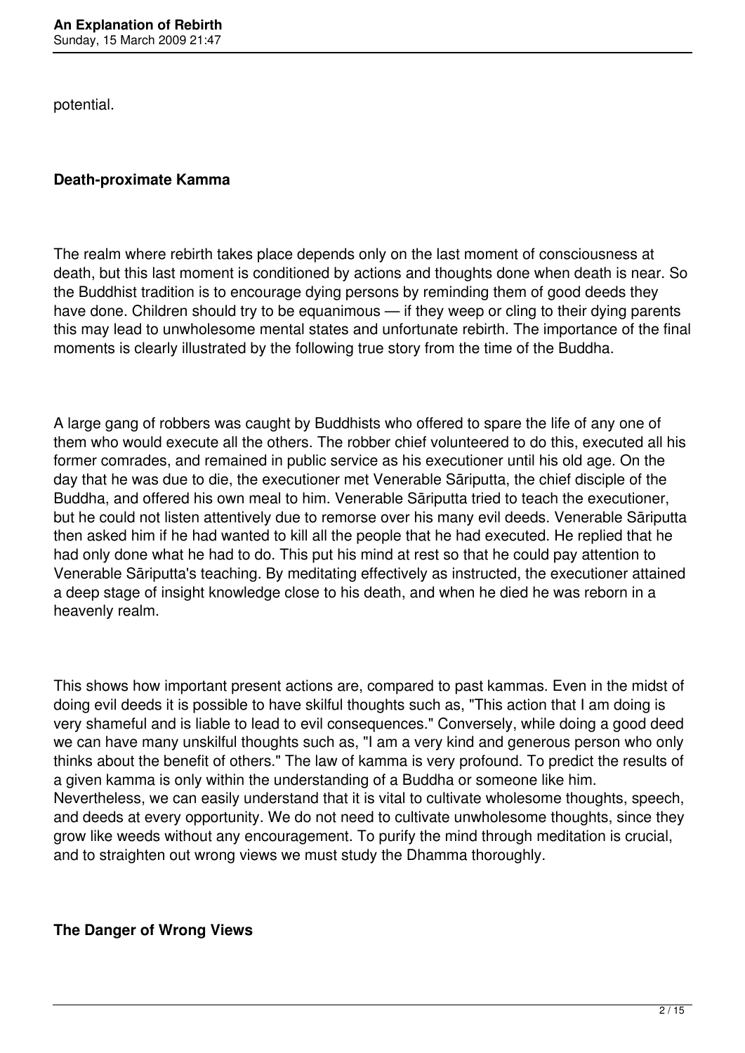potential.

### Death-proximate Kamma

The realm where rebirth takes place depends only on the last moment of consciousness at death, but this last moment is conditioned by actions and thoughts done when death is near. So the Buddhist tradition is to encourage dying persons by reminding them of good deeds they have done. Children should try to be equanimous — if they weep or cling to their dying parents this may lead to unwholesome mental states and unfortunate rebirth. The importance of the final moments is clearly illustrated by the following true story from the time of the Buddha.

A large gang of robbers was caught by Buddhists who offered to spare the life of any one of them who would execute all the others. The robber chief volunteered to do this, executed all his former comrades, and remained in public service as his executioner until his old age. On the day that he was due to die, the executioner met Venerable Sāriputta, the chief disciple of the Buddha, and offered his own meal to him. Venerable Sāriputta tried to teach the executioner, but he could not listen attentively due to remorse over his many evil deeds. Venerable Sāriputta then asked him if he had wanted to kill all the people that he had executed. He replied that he had only done what he had to do. This put his mind at rest so that he could pay attention to Venerable Sāriputta's teaching. By meditating effectively as instructed, the executioner attained a deep stage of insight knowledge close to his death, and when he died he was reborn in a heavenly realm.

This shows how important present actions are, compared to past kammas. Even in the midst of doing evil deeds it is possible to have skilful thoughts such as, "This action that I am doing is very shameful and is liable to lead to evil consequences." Conversely, while doing a good deed we can have many unskilful thoughts such as, "I am a very kind and generous person who only thinks about the benefit of others." The law of kamma is very profound. To predict the results of a given kamma is only within the understanding of a Buddha or someone like him. Nevertheless, we can easily understand that it is vital to cultivate wholesome thoughts, speech, and deeds at every opportunity. We do not need to cultivate unwholesome thoughts, since they grow like weeds without any encouragement. To purify the mind through meditation is crucial, and to straighten out wrong views we must study the Dhamma thoroughly.

### The Danger of Wrong Views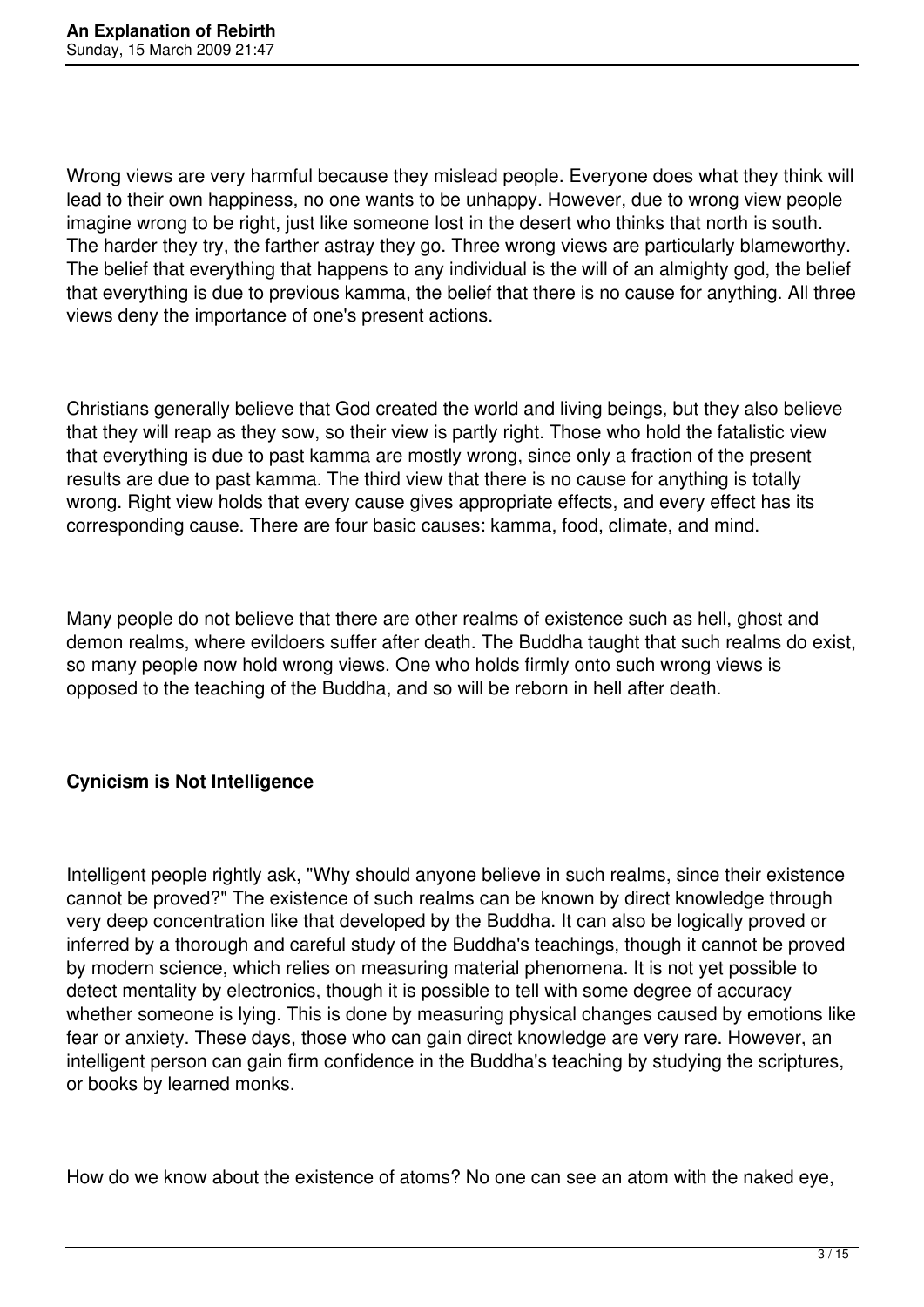Wrong views are very harmful because they mislead people. Everyone does what they think will lead to their own happiness, no one wants to be unhappy. However, due to wrong view people imagine wrong to be right, just like someone lost in the desert who thinks that north is south. The harder they try, the farther astray they go. Three wrong views are particularly blameworthy. The belief that everything that happens to any individual is the will of an almighty god, the belief that everything is due to previous kamma, the belief that there is no cause for anything. All three views deny the importance of one's present actions.

Christians generally believe that God created the world and living beings, but they also believe that they will reap as they sow, so their view is partly right. Those who hold the fatalistic view that everything is due to past kamma are mostly wrong, since only a fraction of the present results are due to past kamma. The third view that there is no cause for anything is totally wrong. Right view holds that every cause gives appropriate effects, and every effect has its corresponding cause. There are four basic causes: kamma, food, climate, and mind.

Many people do not believe that there are other realms of existence such as hell, ghost and demon realms, where evildoers suffer after death. The Buddha taught that such realms do exist, so many people now hold wrong views. One who holds firmly onto such wrong views is opposed to the teaching of the Buddha, and so will be reborn in hell after death.

## Cynicism is Not Intelligence

Intelligent people rightly ask, "Why should anyone believe in such realms, since their existence cannot be proved?" The existence of such realms can be known by direct knowledge through very deep concentration like that developed by the Buddha. It can also be logically proved or inferred by a thorough and careful study of the Buddha's teachings, though it cannot be proved by modern science, which relies on measuring material phenomena. It is not yet possible to detect mentality by electronics, though it is possible to tell with some degree of accuracy whether someone is lying. This is done by measuring physical changes caused by emotions like fear or anxiety. These days, those who can gain direct knowledge are very rare. However, an intelligent person can gain firm confidence in the Buddha's teaching by studying the scriptures, or books by learned monks.

How do we know about the existence of atoms? No one can see an atom with the naked eye,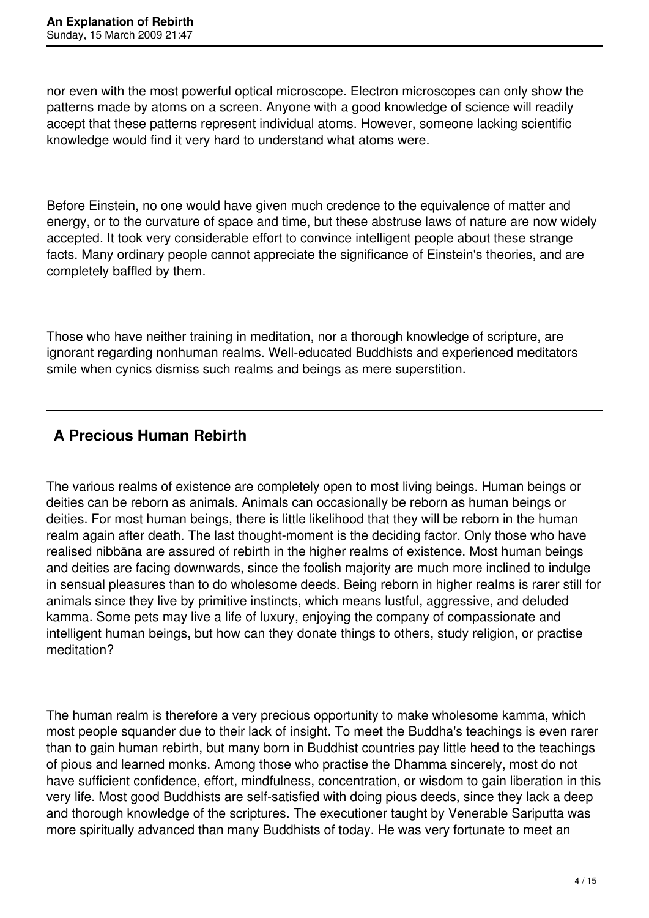nor even with the most powerful optical microscope. Electron microscopes can only show the patterns made by atoms on a screen. Anyone with a good knowledge of science will readily accept that these patterns represent individual atoms. However, someone lacking scientific knowledge would find it very hard to understand what atoms were.

Before Einstein, no one would have given much credence to the equivalence of matter and energy, or to the curvature of space and time, but these abstruse laws of nature are now widely accepted. It took very considerable effort to convince intelligent people about these strange facts. Many ordinary people cannot appreciate the significance of Einstein's theories, and are completely baffled by them.

Those who have neither training in meditation, nor a thorough knowledge of scripture, are ignorant regarding nonhuman realms. Well-educated Buddhists and experienced meditators smile when cynics dismiss such realms and beings as mere superstition.

---

## A Precious Human Rebirth

The various realms of existence are completely open to most living beings. Human beings or deities can be reborn as animals. Animals can occasionally be reborn as human beings or deities. For most human beings, there is little likelihood that they will be reborn in the human realm again after death. The last thought-moment is the deciding factor. Only those who have realised nibbāna are assured of rebirth in the higher realms of existence. Most human beings and deities are facing downwards, since the foolish majority are much more inclined to indulge in sensual pleasures than to do wholesome deeds. Being reborn in higher realms is rarer still for animals since they live by primitive instincts, which means lustful, aggressive, and deluded kamma. Some pets may live a life of luxury, enjoying the company of compassionate and intelligent human beings, but how can they donate things to others, study religion, or practise meditation?

The human realm is therefore a very precious opportunity to make wholesome kamma, which most people squander due to their lack of insight. To meet the Buddha's teachings is even rarer than to gain human rebirth, but many born in Buddhist countries pay little heed to the teachings of pious and learned monks. Among those who practise the Dhamma sincerely, most do not have sufficient confidence, effort, mindfulness, concentration, or wisdom to gain liberation in this very life. Most good Buddhists are self-satisfied with doing pious deeds, since they lack a deep and thorough knowledge of the scriptures. The executioner taught by Venerable Sariputta was more spiritually advanced than many Buddhists of today. He was very fortunate to meet an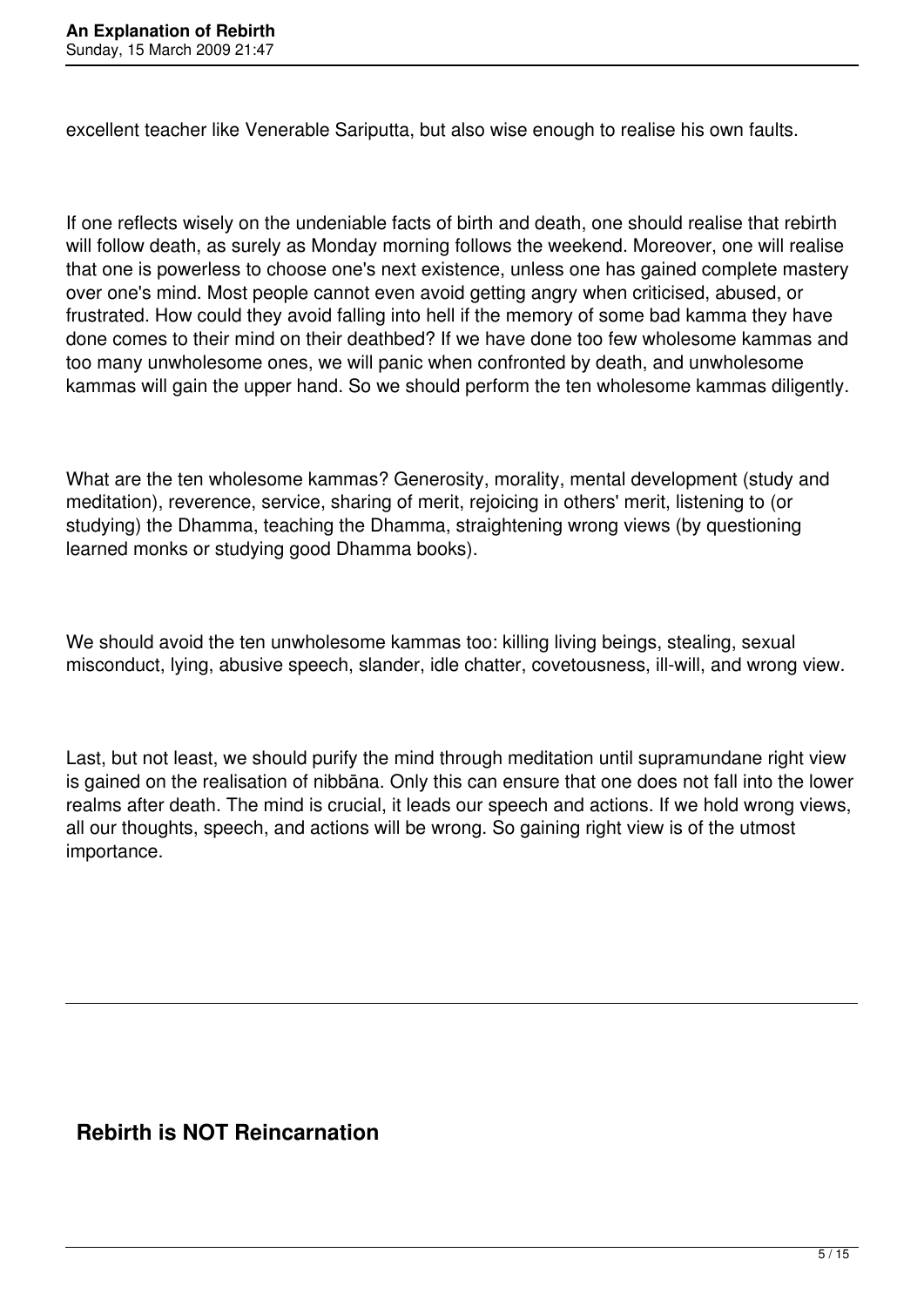excellent teacher like Venerable Sariputta, but also wise enough to realise his own faults.

If one reflects wisely on the undeniable facts of birth and death, one should realise that rebirth will follow death, as surely as Monday morning follows the weekend. Moreover, one will realise that one is powerless to choose one's next existence, unless one has gained complete mastery over one's mind. Most people cannot even avoid getting angry when criticised, abused, or frustrated. How could they avoid falling into hell if the memory of some bad kamma they have done comes to their mind on their deathbed? If we have done too few wholesome kammas and too many unwholesome ones, we will panic when confronted by death, and unwholesome kammas will gain the upper hand. So we should perform the ten wholesome kammas diligently.

What are the ten wholesome kammas? Generosity, morality, mental development (study and meditation), reverence, service, sharing of merit, rejoicing in others' merit, listening to (or studying) the Dhamma, teaching the Dhamma, straightening wrong views (by questioning learned monks or studying good Dhamma books).

We should avoid the ten unwholesome kammas too: killing living beings, stealing, sexual misconduct, lying, abusive speech, slander, idle chatter, covetousness, ill-will, and wrong view.

Last, but not least, we should purify the mind through meditation until supramundane right view is gained on the realisation of nibbāna. Only this can ensure that one does not fall into the lower realms after death. The mind is crucial, it leads our speech and actions. If we hold wrong views, all our thoughts, speech, and actions will be wrong. So gaining right view is of the utmost importance.

---

## Rebirth is NOT Reincarnation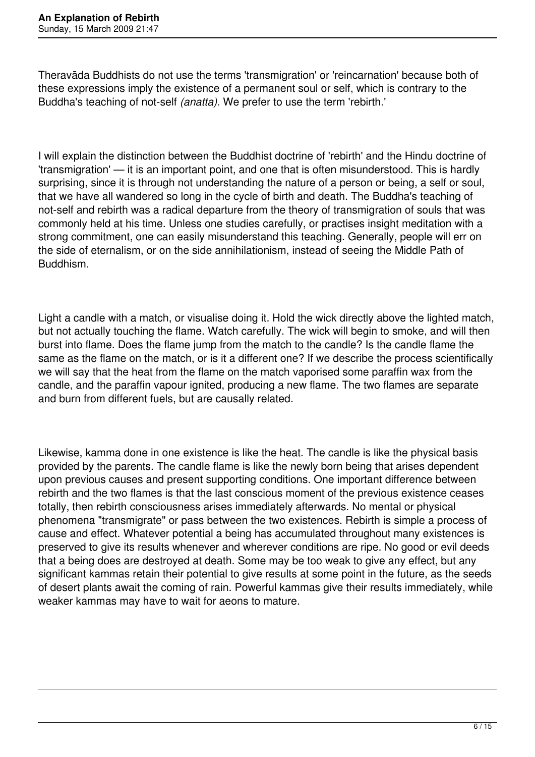Theravāda Buddhists do not use the terms 'transmigration' or 'reincarnation' because both of these expressions imply the existence of a permanent soul or self, which is contrary to the Buddha's teaching of not-self *(anatta).* We prefer to use the term 'rebirth.'

I will explain the distinction between the Buddhist doctrine of 'rebirth' and the Hindu doctrine of 'transmigration' — it is an important point, and one that is often misunderstood. This is hardly surprising, since it is through not understanding the nature of a person or being, a self or soul, that we have all wandered so long in the cycle of birth and death. The Buddha's teaching of not-self and rebirth was a radical departure from the theory of transmigration of souls that was commonly held at his time. Unless one studies carefully, or practises insight meditation with a strong commitment, one can easily misunderstand this teaching. Generally, people will err on the side of eternalism, or on the side annihilationism, instead of seeing the Middle Path of Buddhism.

Light a candle with a match, or visualise doing it. Hold the wick directly above the lighted match, but not actually touching the flame. Watch carefully. The wick will begin to smoke, and will then burst into flame. Does the flame jump from the match to the candle? Is the candle flame the same as the flame on the match, or is it a different one? If we describe the process scientifically we will say that the heat from the flame on the match vaporised some paraffin wax from the candle, and the paraffin vapour ignited, producing a new flame. The two flames are separate and burn from different fuels, but are causally related.

Likewise, kamma done in one existence is like the heat. The candle is like the physical basis provided by the parents. The candle flame is like the newly born being that arises dependent upon previous causes and present supporting conditions. One important difference between rebirth and the two flames is that the last conscious moment of the previous existence ceases totally, then rebirth consciousness arises immediately afterwards. No mental or physical phenomena "transmigrate" or pass between the two existences. Rebirth is simple a process of cause and effect. Whatever potential a being has accumulated throughout many existences is preserved to give its results whenever and wherever conditions are ripe. No good or evil deeds that a being does are destroyed at death. Some may be too weak to give any effect, but any significant kammas retain their potential to give results at some point in the future, as the seeds of desert plants await the coming of rain. Powerful kammas give their results immediately, while weaker kammas may have to wait for aeons to mature.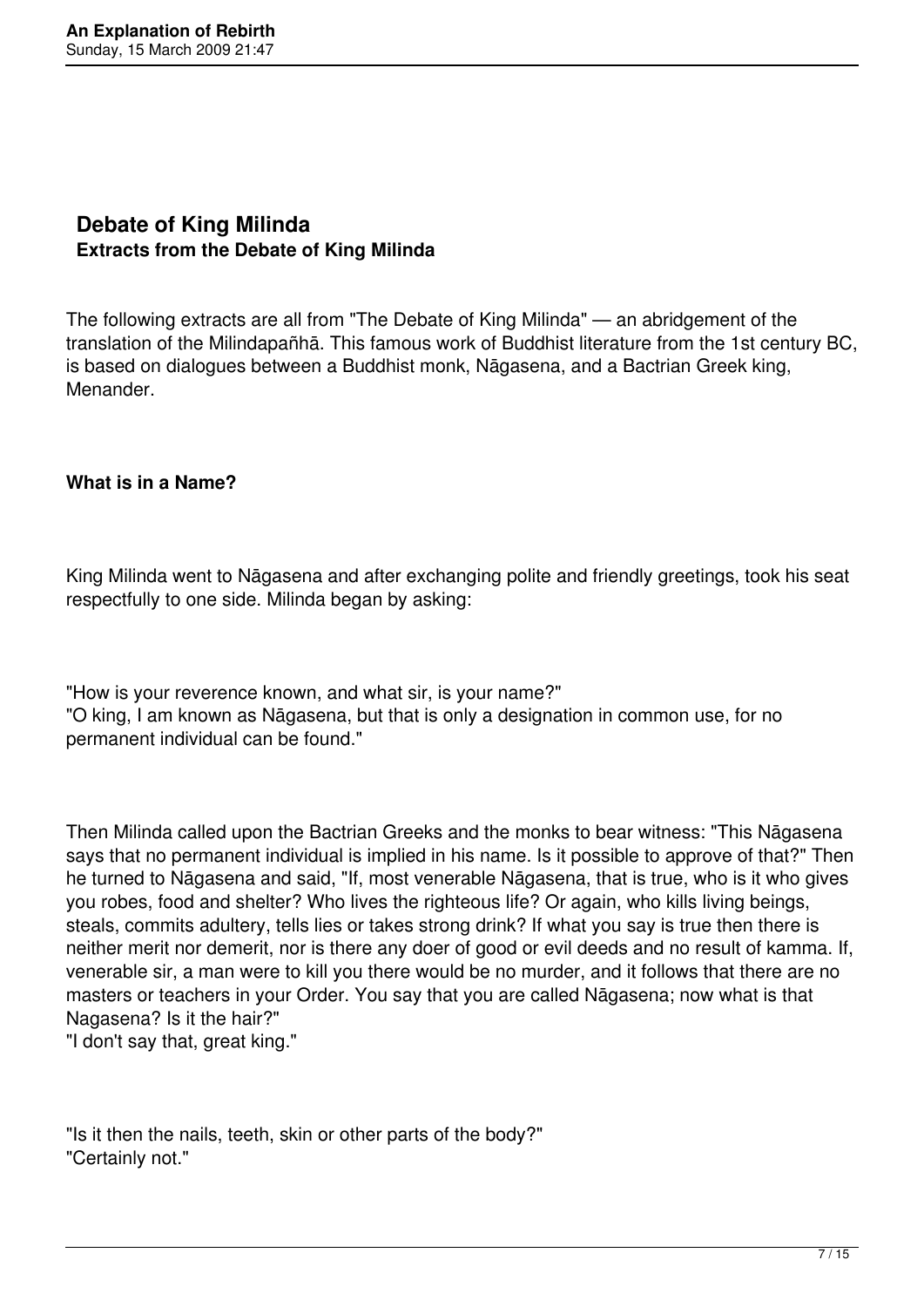## Debate of King Milinda

### Extracts from the Debate of King Milinda

The following extracts are all from "The Debate of King Milinda" — an abridgement of the translation of the Milindapañhā. This famous work of Buddhist literature from the 1st century BC, is based on dialogues between a Buddhist monk, Nāgasena, and a Bactrian Greek king, Menander.

**What is in a Name?**

King Milinda went to Nāgasena and after exchanging polite and friendly greetings, took his seat respectfully to one side. Milinda began by asking:

"How is your reverence known, and what sir, is your name?"
"O king, I am known as Nāgasena, but that is only a designation in common use, for no permanent individual can be found."

Then Milinda called upon the Bactrian Greeks and the monks to bear witness: "This Nāgasena says that no permanent individual is implied in his name. Is it possible to approve of that?" Then he turned to Nāgasena and said, "If, most venerable Nāgasena, that is true, who is it who gives you robes, food and shelter? Who lives the righteous life? Or again, who kills living beings, steals, commits adultery, tells lies or takes strong drink? If what you say is true then there is neither merit nor demerit, nor is there any doer of good or evil deeds and no result of kamma. If, venerable sir, a man were to kill you there would be no murder, and it follows that there are no masters or teachers in your Order. You say that you are called Nāgasena; now what is that Nagasena? Is it the hair?"
"I don't say that, great king."

"Is it then the nails, teeth, skin or other parts of the body?"
"Certainly not."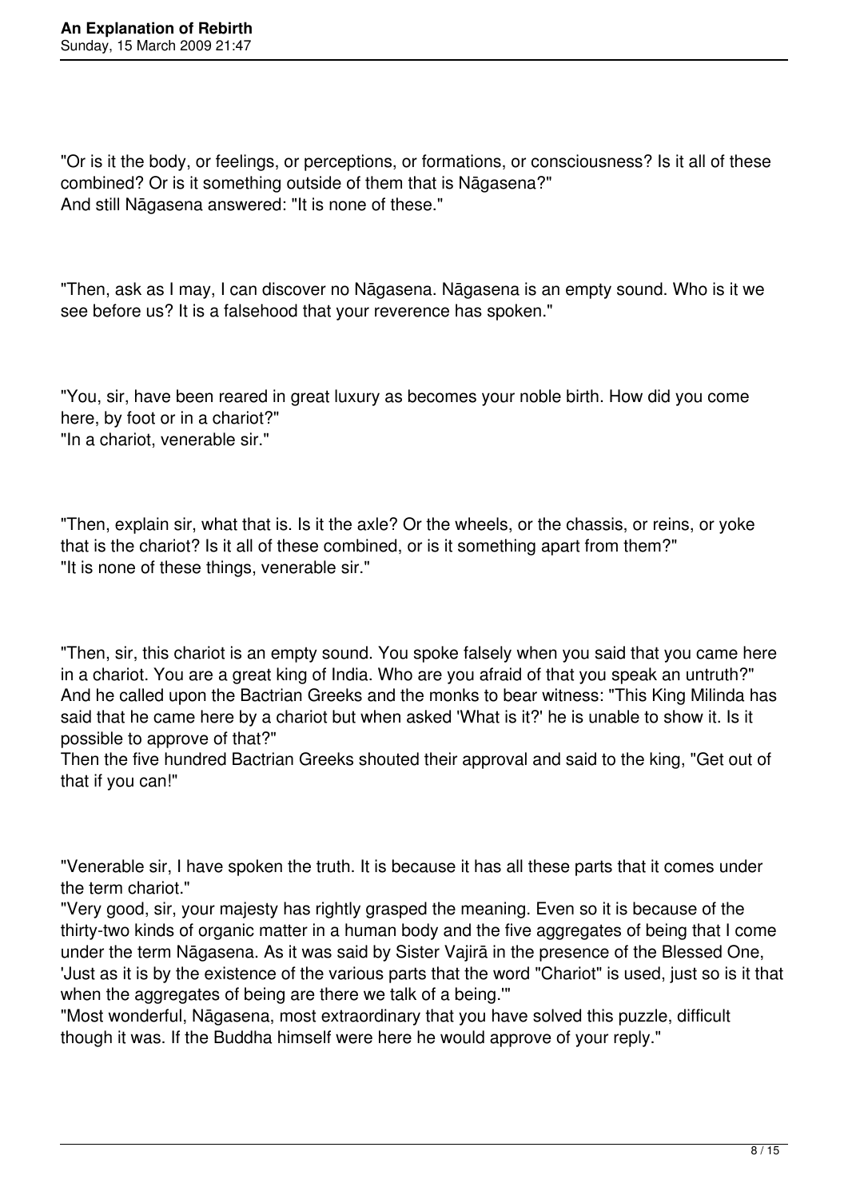"Or is it the body, or feelings, or perceptions, or formations, or consciousness? Is it all of these combined? Or is it something outside of them that is Nāgasena?"
And still Nāgasena answered: "It is none of these."

"Then, ask as I may, I can discover no Nāgasena. Nāgasena is an empty sound. Who is it we see before us? It is a falsehood that your reverence has spoken."

"You, sir, have been reared in great luxury as becomes your noble birth. How did you come here, by foot or in a chariot?"
"In a chariot, venerable sir."

"Then, explain sir, what that is. Is it the axle? Or the wheels, or the chassis, or reins, or yoke that is the chariot? Is it all of these combined, or is it something apart from them?"
"It is none of these things, venerable sir."

"Then, sir, this chariot is an empty sound. You spoke falsely when you said that you came here in a chariot. You are a great king of India. Who are you afraid of that you speak an untruth?" And he called upon the Bactrian Greeks and the monks to bear witness: "This King Milinda has said that he came here by a chariot but when asked 'What is it?' he is unable to show it. Is it possible to approve of that?"
Then the five hundred Bactrian Greeks shouted their approval and said to the king, "Get out of that if you can!"

"Venerable sir, I have spoken the truth. It is because it has all these parts that it comes under the term chariot."
"Very good, sir, your majesty has rightly grasped the meaning. Even so it is because of the thirty-two kinds of organic matter in a human body and the five aggregates of being that I come under the term Nāgasena. As it was said by Sister Vajirā in the presence of the Blessed One, 'Just as it is by the existence of the various parts that the word "Chariot" is used, just so is it that when the aggregates of being are there we talk of a being.'"
"Most wonderful, Nāgasena, most extraordinary that you have solved this puzzle, difficult though it was. If the Buddha himself were here he would approve of your reply."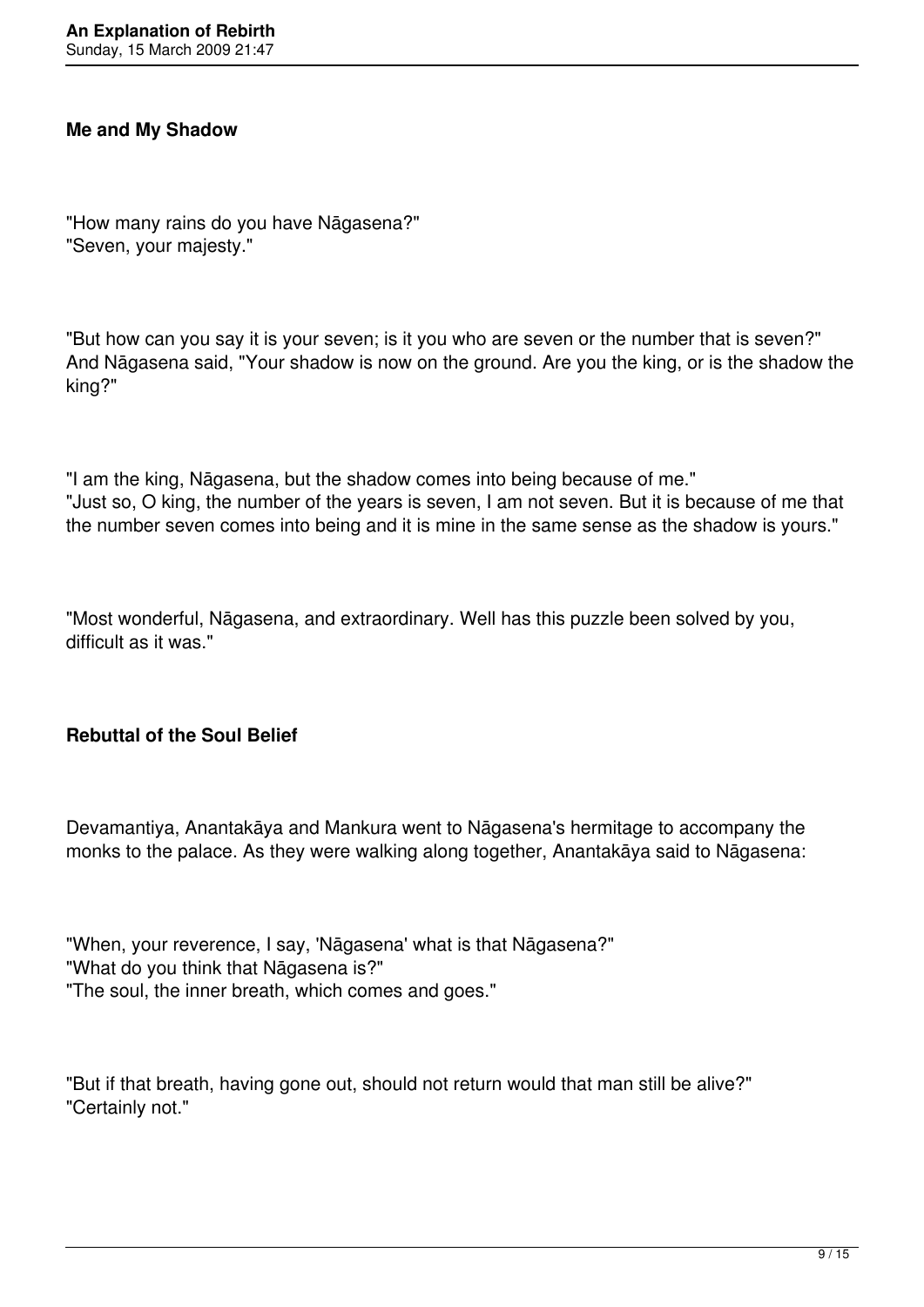### Me and My Shadow

"How many rains do you have Nāgasena?"
"Seven, your majesty."

"But how can you say it is your seven; is it you who are seven or the number that is seven?"
And Nāgasena said, "Your shadow is now on the ground. Are you the king, or is the shadow the king?"

"I am the king, Nāgasena, but the shadow comes into being because of me."
"Just so, O king, the number of the years is seven, I am not seven. But it is because of me that the number seven comes into being and it is mine in the same sense as the shadow is yours."

"Most wonderful, Nāgasena, and extraordinary. Well has this puzzle been solved by you, difficult as it was."

### Rebuttal of the Soul Belief

Devamantiya, Anantakāya and Mankura went to Nāgasena's hermitage to accompany the monks to the palace. As they were walking along together, Anantakāya said to Nāgasena:

"When, your reverence, I say, 'Nāgasena' what is that Nāgasena?"
"What do you think that Nāgasena is?"
"The soul, the inner breath, which comes and goes."

"But if that breath, having gone out, should not return would that man still be alive?"
"Certainly not."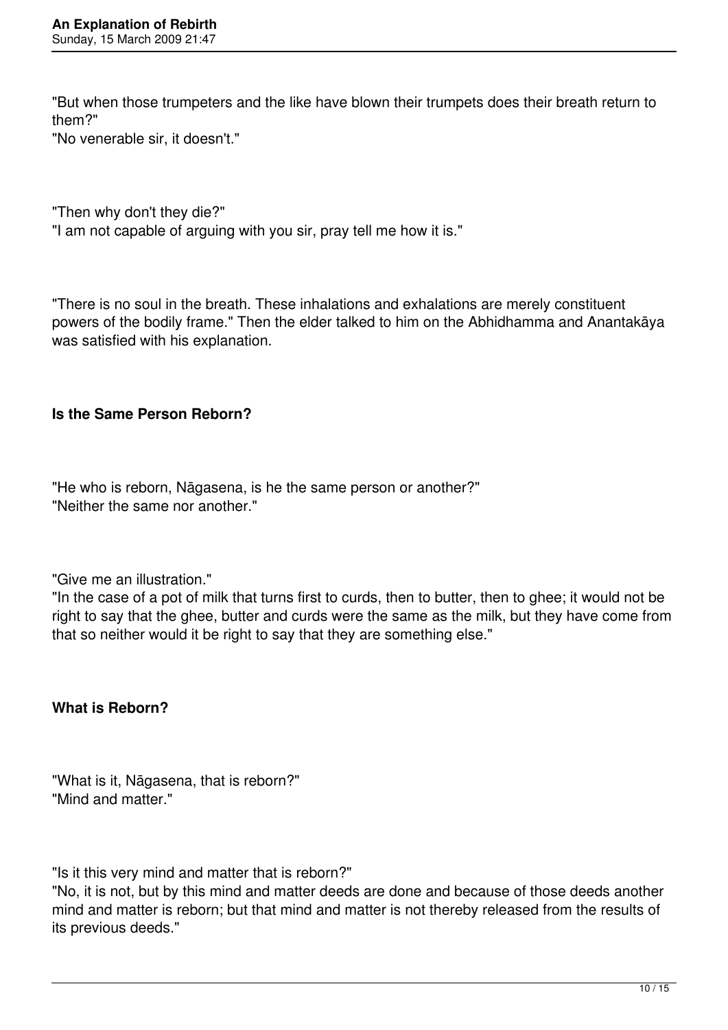"But when those trumpeters and the like have blown their trumpets does their breath return to them?"
"No venerable sir, it doesn't."

"Then why don't they die?"
"I am not capable of arguing with you sir, pray tell me how it is."

"There is no soul in the breath. These inhalations and exhalations are merely constituent powers of the bodily frame." Then the elder talked to him on the Abhidhamma and Anantakāya was satisfied with his explanation.

### Is the Same Person Reborn?

"He who is reborn, Nāgasena, is he the same person or another?"
"Neither the same nor another."

"Give me an illustration."
"In the case of a pot of milk that turns first to curds, then to butter, then to ghee; it would not be right to say that the ghee, butter and curds were the same as the milk, but they have come from that so neither would it be right to say that they are something else."

### What is Reborn?

"What is it, Nāgasena, that is reborn?"
"Mind and matter."

"Is it this very mind and matter that is reborn?"
"No, it is not, but by this mind and matter deeds are done and because of those deeds another mind and matter is reborn; but that mind and matter is not thereby released from the results of its previous deeds."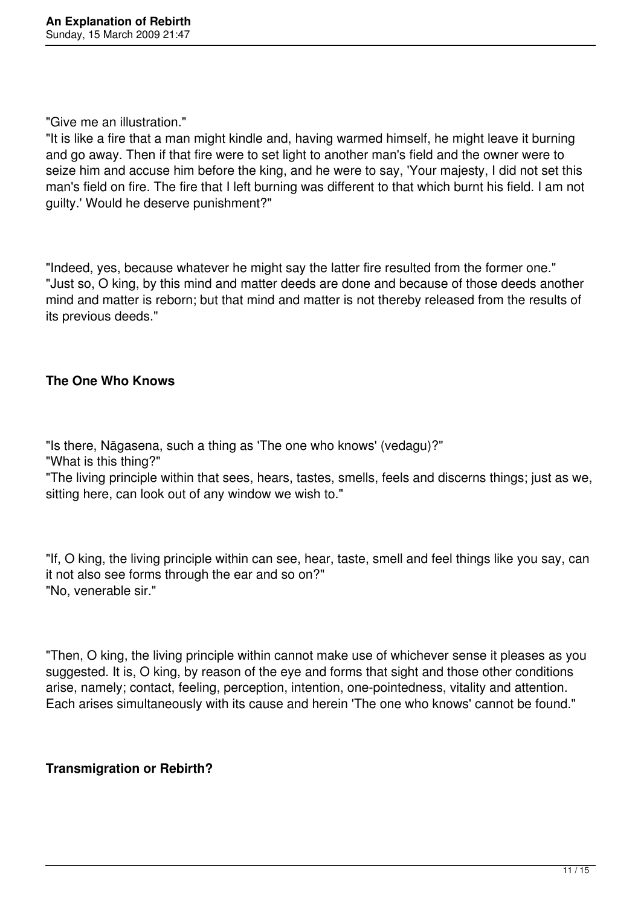"Give me an illustration."

"It is like a fire that a man might kindle and, having warmed himself, he might leave it burning and go away. Then if that fire were to set light to another man's field and the owner were to seize him and accuse him before the king, and he were to say, 'Your majesty, I did not set this man's field on fire. The fire that I left burning was different to that which burnt his field. I am not guilty.' Would he deserve punishment?"

"Indeed, yes, because whatever he might say the latter fire resulted from the former one."

"Just so, O king, by this mind and matter deeds are done and because of those deeds another mind and matter is reborn; but that mind and matter is not thereby released from the results of its previous deeds."

### The One Who Knows

"Is there, Nāgasena, such a thing as 'The one who knows' (vedagu)?"

"What is this thing?"

"The living principle within that sees, hears, tastes, smells, feels and discerns things; just as we, sitting here, can look out of any window we wish to."

"If, O king, the living principle within can see, hear, taste, smell and feel things like you say, can it not also see forms through the ear and so on?"

"No, venerable sir."

"Then, O king, the living principle within cannot make use of whichever sense it pleases as you suggested. It is, O king, by reason of the eye and forms that sight and those other conditions arise, namely; contact, feeling, perception, intention, one-pointedness, vitality and attention. Each arises simultaneously with its cause and herein 'The one who knows' cannot be found."

### Transmigration or Rebirth?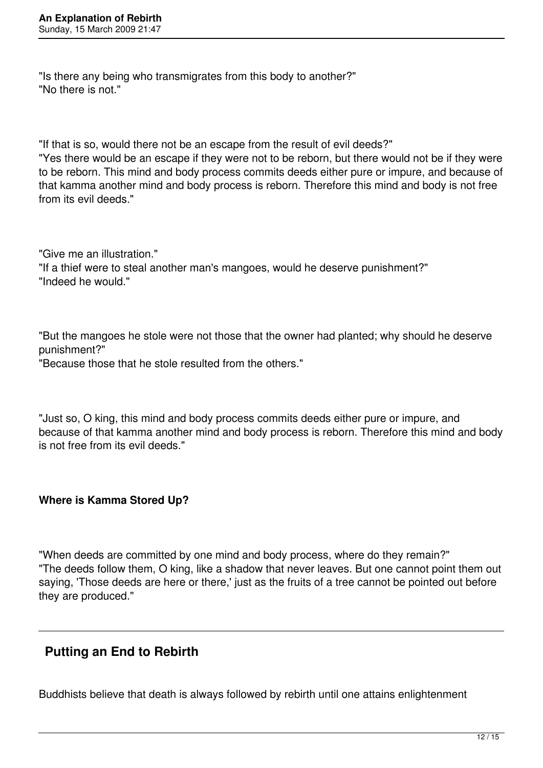"Is there any being who transmigrates from this body to another?"
"No there is not."

"If that is so, would there not be an escape from the result of evil deeds?"
"Yes there would be an escape if they were not to be reborn, but there would not be if they were to be reborn. This mind and body process commits deeds either pure or impure, and because of that kamma another mind and body process is reborn. Therefore this mind and body is not free from its evil deeds."

"Give me an illustration."
"If a thief were to steal another man's mangoes, would he deserve punishment?"
"Indeed he would."

"But the mangoes he stole were not those that the owner had planted; why should he deserve punishment?"
"Because those that he stole resulted from the others."

"Just so, O king, this mind and body process commits deeds either pure or impure, and because of that kamma another mind and body process is reborn. Therefore this mind and body is not free from its evil deeds."

**Where is Kamma Stored Up?**

"When deeds are committed by one mind and body process, where do they remain?"
"The deeds follow them, O king, like a shadow that never leaves. But one cannot point them out saying, 'Those deeds are here or there,' just as the fruits of a tree cannot be pointed out before they are produced."

---

## Putting an End to Rebirth

Buddhists believe that death is always followed by rebirth until one attains enlightenment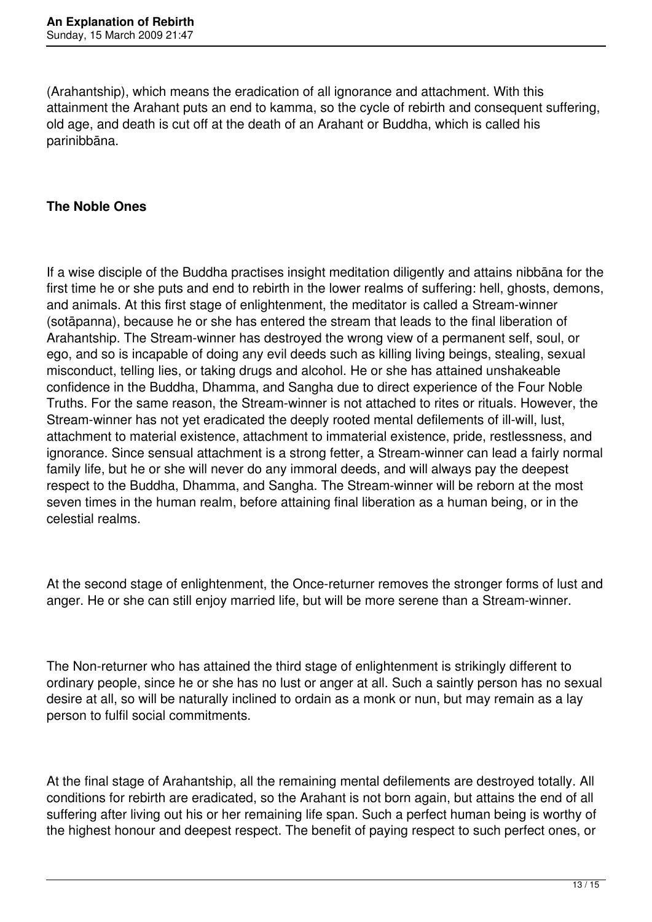(Arahantship), which means the eradication of all ignorance and attachment. With this attainment the Arahant puts an end to kamma, so the cycle of rebirth and consequent suffering, old age, and death is cut off at the death of an Arahant or Buddha, which is called his parinibbāna.

**The Noble Ones**

If a wise disciple of the Buddha practises insight meditation diligently and attains nibbāna for the first time he or she puts and end to rebirth in the lower realms of suffering: hell, ghosts, demons, and animals. At this first stage of enlightenment, the meditator is called a Stream-winner (sotāpanna), because he or she has entered the stream that leads to the final liberation of Arahantship. The Stream-winner has destroyed the wrong view of a permanent self, soul, or ego, and so is incapable of doing any evil deeds such as killing living beings, stealing, sexual misconduct, telling lies, or taking drugs and alcohol. He or she has attained unshakeable confidence in the Buddha, Dhamma, and Sangha due to direct experience of the Four Noble Truths. For the same reason, the Stream-winner is not attached to rites or rituals. However, the Stream-winner has not yet eradicated the deeply rooted mental defilements of ill-will, lust, attachment to material existence, attachment to immaterial existence, pride, restlessness, and ignorance. Since sensual attachment is a strong fetter, a Stream-winner can lead a fairly normal family life, but he or she will never do any immoral deeds, and will always pay the deepest respect to the Buddha, Dhamma, and Sangha. The Stream-winner will be reborn at the most seven times in the human realm, before attaining final liberation as a human being, or in the celestial realms.

At the second stage of enlightenment, the Once-returner removes the stronger forms of lust and anger. He or she can still enjoy married life, but will be more serene than a Stream-winner.

The Non-returner who has attained the third stage of enlightenment is strikingly different to ordinary people, since he or she has no lust or anger at all. Such a saintly person has no sexual desire at all, so will be naturally inclined to ordain as a monk or nun, but may remain as a lay person to fulfil social commitments.

At the final stage of Arahantship, all the remaining mental defilements are destroyed totally. All conditions for rebirth are eradicated, so the Arahant is not born again, but attains the end of all suffering after living out his or her remaining life span. Such a perfect human being is worthy of the highest honour and deepest respect. The benefit of paying respect to such perfect ones, or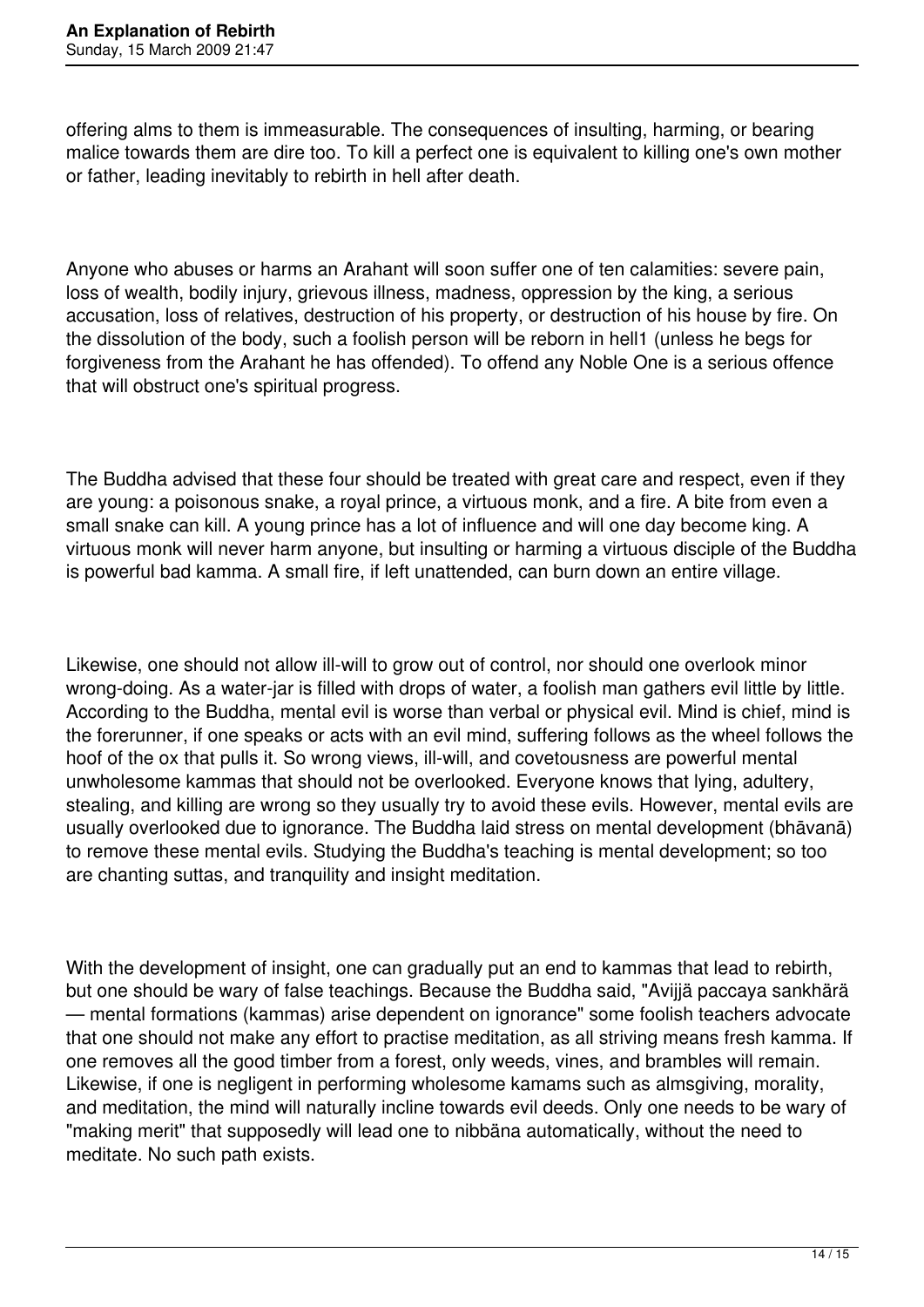offering alms to them is immeasurable. The consequences of insulting, harming, or bearing malice towards them are dire too. To kill a perfect one is equivalent to killing one's own mother or father, leading inevitably to rebirth in hell after death.

Anyone who abuses or harms an Arahant will soon suffer one of ten calamities: severe pain, loss of wealth, bodily injury, grievous illness, madness, oppression by the king, a serious accusation, loss of relatives, destruction of his property, or destruction of his house by fire. On the dissolution of the body, such a foolish person will be reborn in hell1 (unless he begs for forgiveness from the Arahant he has offended). To offend any Noble One is a serious offence that will obstruct one's spiritual progress.

The Buddha advised that these four should be treated with great care and respect, even if they are young: a poisonous snake, a royal prince, a virtuous monk, and a fire. A bite from even a small snake can kill. A young prince has a lot of influence and will one day become king. A virtuous monk will never harm anyone, but insulting or harming a virtuous disciple of the Buddha is powerful bad kamma. A small fire, if left unattended, can burn down an entire village.

Likewise, one should not allow ill-will to grow out of control, nor should one overlook minor wrong-doing. As a water-jar is filled with drops of water, a foolish man gathers evil little by little. According to the Buddha, mental evil is worse than verbal or physical evil. Mind is chief, mind is the forerunner, if one speaks or acts with an evil mind, suffering follows as the wheel follows the hoof of the ox that pulls it. So wrong views, ill-will, and covetousness are powerful mental unwholesome kammas that should not be overlooked. Everyone knows that lying, adultery, stealing, and killing are wrong so they usually try to avoid these evils. However, mental evils are usually overlooked due to ignorance. The Buddha laid stress on mental development (bhāvanā) to remove these mental evils. Studying the Buddha's teaching is mental development; so too are chanting suttas, and tranquility and insight meditation.

With the development of insight, one can gradually put an end to kammas that lead to rebirth, but one should be wary of false teachings. Because the Buddha said, "Avijjä paccaya sankhärä — mental formations (kammas) arise dependent on ignorance" some foolish teachers advocate that one should not make any effort to practise meditation, as all striving means fresh kamma. If one removes all the good timber from a forest, only weeds, vines, and brambles will remain. Likewise, if one is negligent in performing wholesome kamams such as almsgiving, morality, and meditation, the mind will naturally incline towards evil deeds. Only one needs to be wary of "making merit" that supposedly will lead one to nibbäna automatically, without the need to meditate. No such path exists.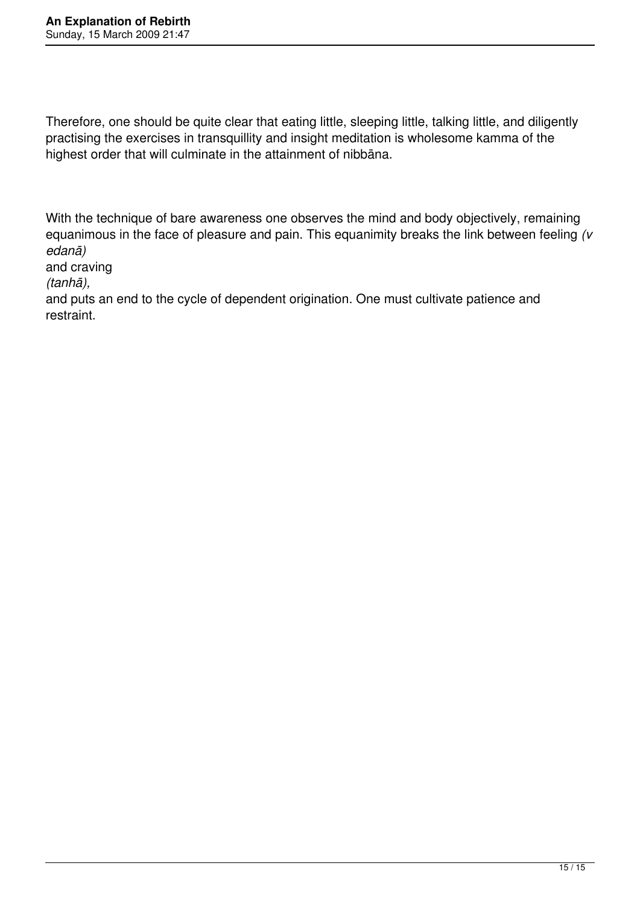Therefore, one should be quite clear that eating little, sleeping little, talking little, and diligently practising the exercises in transquillity and insight meditation is wholesome kamma of the highest order that will culminate in the attainment of nibbāna.

With the technique of bare awareness one observes the mind and body objectively, remaining equanimous in the face of pleasure and pain. This equanimity breaks the link between feeling *(vedanā)* and craving *(tanhā),* and puts an end to the cycle of dependent origination. One must cultivate patience and restraint.